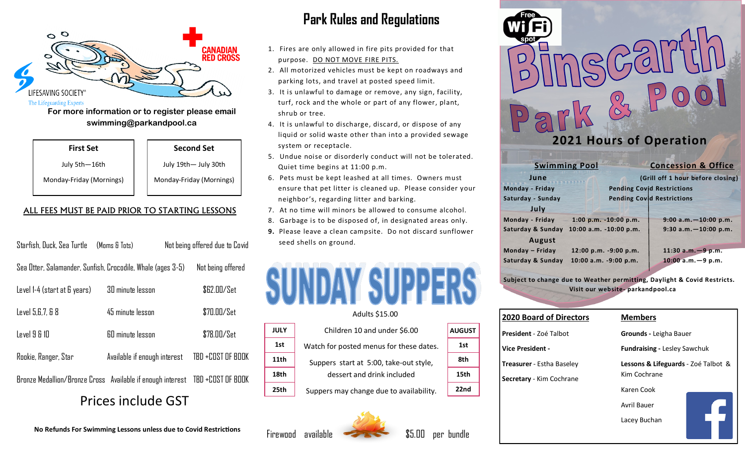CANADIAN RED CROSS

LIFESAVING SOCIETY®
The Lifeguarding Experts

**For more information or to register please email swimming@parkandpool.ca**

| First Set | Second Set |
|---|---|
| July 5th—16th | July 19th— July 30th |
| Monday-Friday (Mornings) | Monday-Friday (Mornings) |

ALL FEES MUST BE PAID PRIOR TO STARTING LESSONS

| | | |
|---|---|---|
| Starfish, Duck, Sea Turtle (Moms & Tots) | | Not being offered due to Covid |
| Sea Otter, Salamander, Sunfish, Crocodile, Whale (ages 3-5) | | Not being offered |
| Level 1-4 (start at 6 years) | 30 minute lesson | $62.00/Set |
| Level 5,6,7, & 8 | 45 minute lesson | $70.00/Set |
| Level 9 & 10 | 60 minute lesson | $78.00/Set |
| Rookie, Ranger, Star | Available if enough interest | TBD +COST OF BOOK |
| Bronze Medallion/Bronze Cross | Available if enough interest | TBD +COST OF BOOK |

Prices include GST

**No Refunds For Swimming Lessons unless due to Covid Restrictions**

# Park Rules and Regulations

1. Fires are only allowed in fire pits provided for that purpose. DO NOT MOVE FIRE PITS.
2. All motorized vehicles must be kept on roadways and parking lots, and travel at posted speed limit.
3. It is unlawful to damage or remove, any sign, facility, turf, rock and the whole or part of any flower, plant, shrub or tree.
4. It is unlawful to discharge, discard, or dispose of any liquid or solid waste other than into a provided sewage system or receptacle.
5. Undue noise or disorderly conduct will not be tolerated. Quiet time begins at 11:00 p.m.
6. Pets must be kept leashed at all times. Owners must ensure that pet litter is cleaned up. Please consider your neighbor's, regarding litter and barking.
7. At no time will minors be allowed to consume alcohol.
8. Garbage is to be disposed of, in designated areas only.
9. Please leave a clean campsite. Do not discard sunflower seed shells on ground.

# SUNDAY SUPPERS

Adults $15.00

| JULY | | AUGUST |
|---|---|---|
| 1st | Children 10 and under $6.00 | 1st |
| 11th | Watch for posted menus for these dates. | 8th |
| 18th | Suppers start at 5:00, take-out style, dessert and drink included | 15th |
| 25th | Suppers may change due to availability. | 22nd |

Firewood available $5.00 per bundle

Free WiFi spot

# Binscarth Park & Pool

## 2021 Hours of Operation

| | Swimming Pool | Concession & Office (Grill off 1 hour before closing) |
|---|---|---|
| **June** | | |
| Monday - Friday | | Pending Covid Restrictions |
| Saturday - Sunday | | Pending Covid Restrictions |
| **July** | | |
| Monday - Friday | 1:00 p.m. -10:00 p.m. | 9:00 a.m.—10:00 p.m. |
| Saturday & Sunday | 10:00 a.m. -10:00 p.m. | 9:30 a.m.—10:00 p.m. |
| **August** | | |
| Monday – Friday | 12:00 p.m. -9:00 p.m. | 11:30 a.m.—9 p.m. |
| Saturday & Sunday | 10:00 a.m. -9:00 p.m. | 10:00 a.m.—9 p.m. |

Subject to change due to Weather permitting, Daylight & Covid Restricts.
Visit our website- parkandpool.ca

| 2020 Board of Directors | Members |
|---|---|
| **President** - Zoé Talbot | **Grounds** - Leigha Bauer |
| **Vice President** - | **Fundraising** - Lesley Sawchuk |
| **Treasurer** - Estha Baseley | **Lessons & Lifeguards** - Zoé Talbot & Kim Cochrane |
| **Secretary** - Kim Cochrane | Karen Cook |
| | Avril Bauer |
| | Lacey Buchan |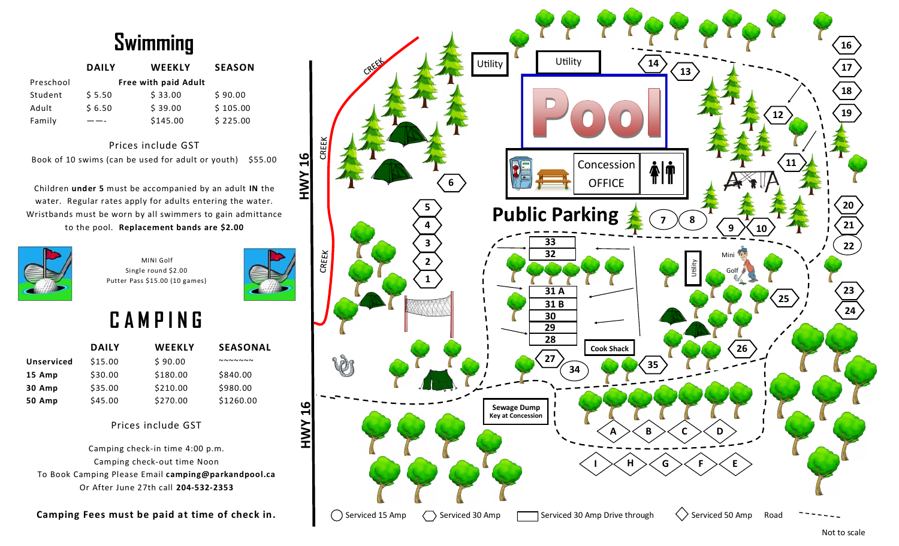# Swimming

| | DAILY | WEEKLY | SEASON |
|---|---|---|---|
| Preschool | Free with paid Adult | | |
| Student | $ 5.50 | $ 33.00 | $ 90.00 |
| Adult | $ 6.50 | $ 39.00 | $ 105.00 |
| Family | ——- | $145.00 | $ 225.00 |

Prices include GST

Book of 10 swims (can be used for adult or youth) $55.00

Children **under 5** must be accompanied by an adult **IN** the water. Regular rates apply for adults entering the water. Wristbands must be worn by all swimmers to gain admittance to the pool. **Replacement bands are $2.00**

MINI Golf
Single round $2.00
Putter Pass $15.00 (10 games)

# CAMPING

| | DAILY | WEEKLY | SEASONAL |
|---|---|---|---|
| **Unserviced** | $15.00 | $ 90.00 | ~~~~~~~ |
| **15 Amp** | $30.00 | $180.00 | $840.00 |
| **30 Amp** | $35.00 | $210.00 | $980.00 |
| **50 Amp** | $45.00 | $270.00 | $1260.00 |

Prices include GST

Camping check-in time 4:00 p.m.
Camping check-out time Noon
To Book Camping Please Email **camping@parkandpool.ca**
Or After June 27th call **204-532-2353**

**Camping Fees must be paid at time of check in.**

HWY 16

CREEK

Utility

Pool

Concession
OFFICE

Public Parking

Mini Golf

Cook Shack

Sewage Dump
Key at Concession

1 2 3 4 5 6 7 8 9 10 11 12 13 14 16 17 18 19 20 21 22 23 24 25 26 27 28 29 30 31 A 31 B 32 33 34 35

A B C D E F G H I

Serviced 15 Amp · Serviced 30 Amp · Serviced 30 Amp Drive through · Serviced 50 Amp · Road

Not to scale